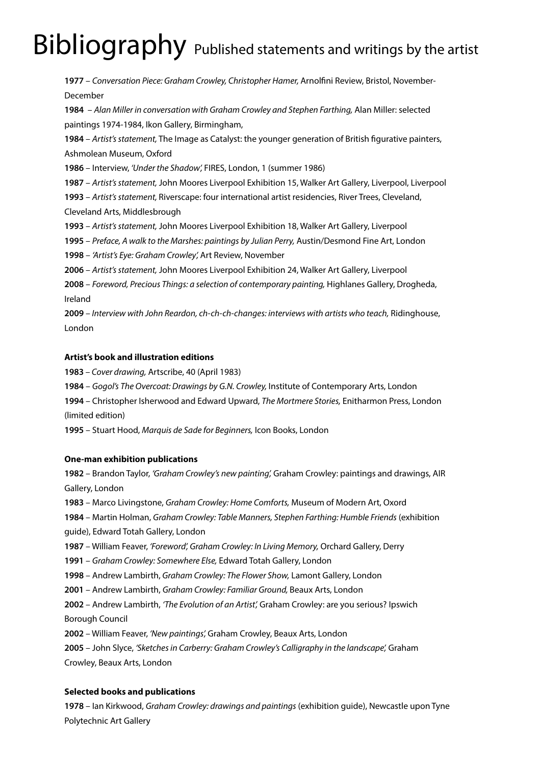# Bibliography Published statements and writings by the artist

**1977** – *Conversation Piece: Graham Crowley, Christopher Hamer,* Arnolfini Review, Bristol, November-December

**1984** – *Alan Miller in conversation with Graham Crowley and Stephen Farthing,* Alan Miller: selected paintings 1974-1984, Ikon Gallery, Birmingham,

**1984** – *Artist's statement,* The Image as Catalyst: the younger generation of British figurative painters, Ashmolean Museum, Oxford

**1986** – Interview, *'Under the Shadow',* FIRES, London, 1 (summer 1986)

**1987** – *Artist's statement,* John Moores Liverpool Exhibition 15, Walker Art Gallery, Liverpool, Liverpool

**1993** – *Artist's statement,* Riverscape: four international artist residencies, River Trees, Cleveland, Cleveland Arts, Middlesbrough

**1993** – *Artist's statement,* John Moores Liverpool Exhibition 18, Walker Art Gallery, Liverpool

**1995** – *Preface, A walk to the Marshes: paintings by Julian Perry,* Austin/Desmond Fine Art, London

**1998** – *'Artist's Eye: Graham Crowley',* Art Review, November

**2006** – *Artist's statement,* John Moores Liverpool Exhibition 24, Walker Art Gallery, Liverpool

**2008** – *Foreword, Precious Things: a selection of contemporary painting,* Highlanes Gallery, Drogheda, Ireland

**2009** – *Interview with John Reardon, ch-ch-ch-changes: interviews with artists who teach,* Ridinghouse, London

**Artist's book and illustration editions**

**1983** – *Cover drawing,* Artscribe, 40 (April 1983)

**1984** – *Gogol's The Overcoat: Drawings by G.N. Crowley,* Institute of Contemporary Arts, London

**1994** – Christopher Isherwood and Edward Upward, *The Mortmere Stories,* Enitharmon Press, London (limited edition)

**1995** – Stuart Hood, *Marquis de Sade for Beginners,* Icon Books, London

**One-man exhibition publications**

**1982** – Brandon Taylor, *'Graham Crowley's new painting',* Graham Crowley: paintings and drawings, AIR Gallery, London

**1983** – Marco Livingstone, *Graham Crowley: Home Comforts,* Museum of Modern Art, Oxord

**1984** – Martin Holman, *Graham Crowley: Table Manners, Stephen Farthing: Humble Friends* (exhibition guide), Edward Totah Gallery, London

**1987** – William Feaver, *'Foreword', Graham Crowley: In Living Memory,* Orchard Gallery, Derry

**1991** – *Graham Crowley: Somewhere Else,* Edward Totah Gallery, London

**1998** – Andrew Lambirth, *Graham Crowley: The Flower Show,* Lamont Gallery, London

**2001** – Andrew Lambirth, *Graham Crowley: Familiar Ground,* Beaux Arts, London

**2002** – Andrew Lambirth, *'The Evolution of an Artist',* Graham Crowley: are you serious? Ipswich Borough Council

**2002** – William Feaver, *'New paintings',* Graham Crowley, Beaux Arts, London

**2005** – John Slyce, *'Sketches in Carberry: Graham Crowley's Calligraphy in the landscape',* Graham Crowley, Beaux Arts, London

**Selected books and publications**

**1978** – Ian Kirkwood, *Graham Crowley: drawings and paintings* (exhibition guide), Newcastle upon Tyne Polytechnic Art Gallery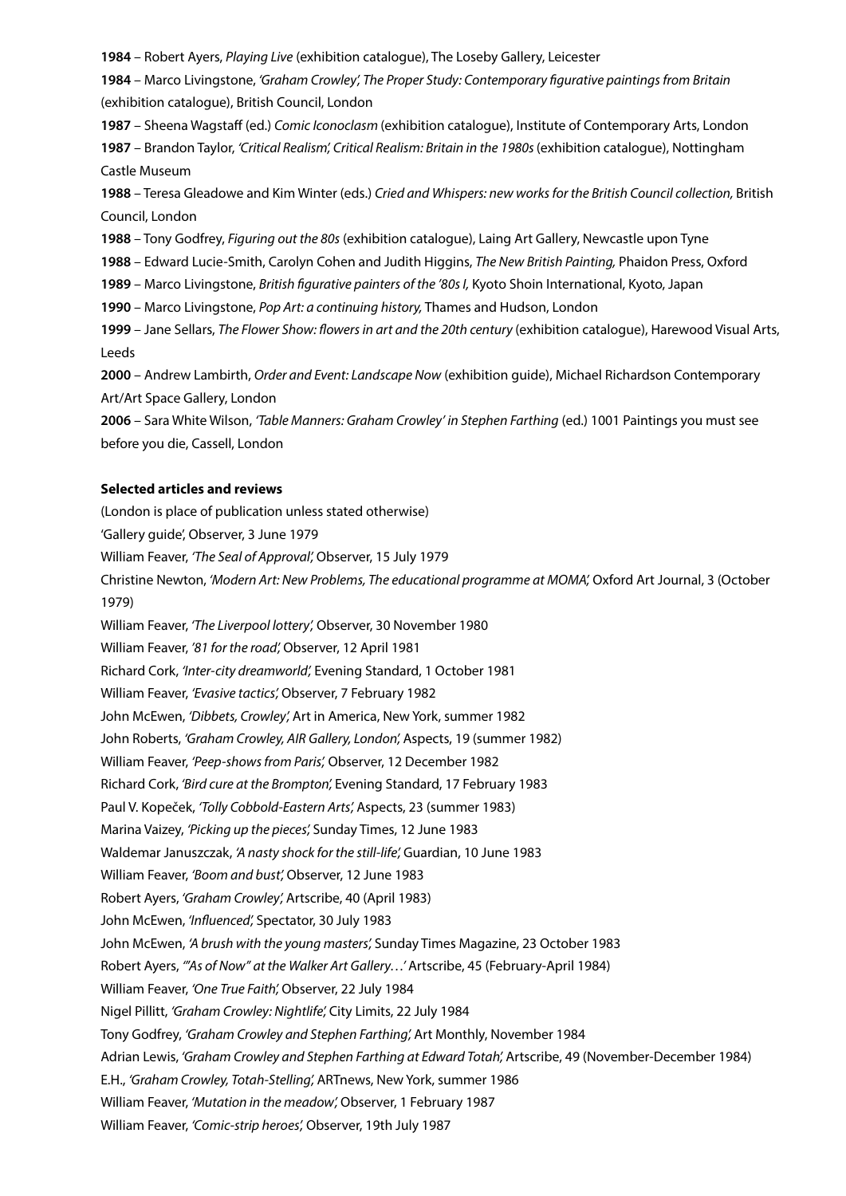**1984** – Robert Ayers, *Playing Live* (exhibition catalogue), The Loseby Gallery, Leicester

**1984** – Marco Livingstone, *'Graham Crowley', The Proper Study: Contemporary figurative paintings from Britain* (exhibition catalogue), British Council, London

**1987** – Sheena Wagstaff (ed.) *Comic Iconoclasm* (exhibition catalogue), Institute of Contemporary Arts, London

**1987** – Brandon Taylor, *'Critical Realism', Critical Realism: Britain in the 1980s* (exhibition catalogue), Nottingham Castle Museum

**1988** – Teresa Gleadowe and Kim Winter (eds.) *Cried and Whispers: new works for the British Council collection,* British Council, London

**1988** – Tony Godfrey, *Figuring out the 80s* (exhibition catalogue), Laing Art Gallery, Newcastle upon Tyne

**1988** – Edward Lucie-Smith, Carolyn Cohen and Judith Higgins, *The New British Painting,* Phaidon Press, Oxford

**1989** – Marco Livingstone, *British figurative painters of the '80s I,* Kyoto Shoin International, Kyoto, Japan

**1990** – Marco Livingstone, *Pop Art: a continuing history,* Thames and Hudson, London

**1999** – Jane Sellars, *The Flower Show: flowers in art and the 20th century* (exhibition catalogue), Harewood Visual Arts, Leeds

**2000** – Andrew Lambirth, *Order and Event: Landscape Now* (exhibition guide), Michael Richardson Contemporary Art/Art Space Gallery, London

**2006** – Sara White Wilson, *'Table Manners: Graham Crowley' in Stephen Farthing* (ed.) 1001 Paintings you must see before you die, Cassell, London

**Selected articles and reviews**

(London is place of publication unless stated otherwise)

'Gallery guide', Observer, 3 June 1979

William Feaver, *'The Seal of Approval',* Observer, 15 July 1979

Christine Newton, *'Modern Art: New Problems, The educational programme at MOMA',* Oxford Art Journal, 3 (October 1979)

William Feaver, *'The Liverpool lottery',* Observer, 30 November 1980

William Feaver, *'81 for the road',* Observer, 12 April 1981

Richard Cork, *'Inter-city dreamworld',* Evening Standard, 1 October 1981

William Feaver, *'Evasive tactics',* Observer, 7 February 1982

John McEwen, *'Dibbets, Crowley',* Art in America, New York, summer 1982

John Roberts, *'Graham Crowley, AIR Gallery, London',* Aspects, 19 (summer 1982)

William Feaver, *'Peep-shows from Paris',* Observer, 12 December 1982

Richard Cork, *'Bird cure at the Brompton',* Evening Standard, 17 February 1983

Paul V. Kopeček, *'Tolly Cobbold-Eastern Arts',* Aspects, 23 (summer 1983)

Marina Vaizey, *'Picking up the pieces',* Sunday Times, 12 June 1983

Waldemar Januszczak, *'A nasty shock for the still-life',* Guardian, 10 June 1983

William Feaver, *'Boom and bust',* Observer, 12 June 1983

Robert Ayers, *'Graham Crowley',* Artscribe, 40 (April 1983)

John McEwen, *'Influenced',* Spectator, 30 July 1983

John McEwen, *'A brush with the young masters',* Sunday Times Magazine, 23 October 1983

Robert Ayers, *'"As of Now" at the Walker Art Gallery…'* Artscribe, 45 (February-April 1984)

William Feaver, *'One True Faith',* Observer, 22 July 1984

Nigel Pillitt, *'Graham Crowley: Nightlife',* City Limits, 22 July 1984

Tony Godfrey, *'Graham Crowley and Stephen Farthing',* Art Monthly, November 1984

Adrian Lewis, *'Graham Crowley and Stephen Farthing at Edward Totah',* Artscribe, 49 (November-December 1984)

E.H., *'Graham Crowley, Totah-Stelling',* ARTnews, New York, summer 1986

William Feaver, *'Mutation in the meadow',* Observer, 1 February 1987

William Feaver, *'Comic-strip heroes',* Observer, 19th July 1987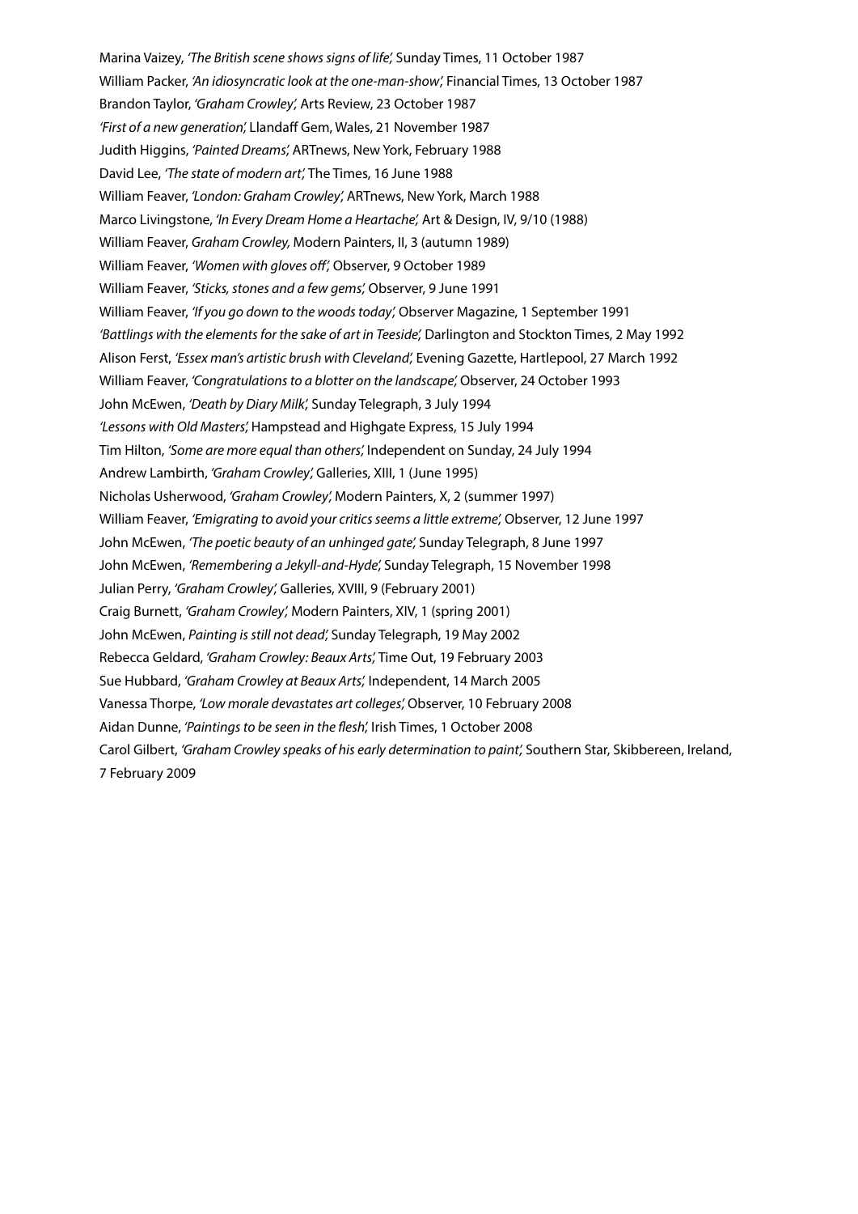Marina Vaizey, *'The British scene shows signs of life',* Sunday Times, 11 October 1987

William Packer, *'An idiosyncratic look at the one-man-show',* Financial Times, 13 October 1987

Brandon Taylor, *'Graham Crowley',* Arts Review, 23 October 1987

*'First of a new generation',* Llandaff Gem, Wales, 21 November 1987

Judith Higgins, *'Painted Dreams',* ARTnews, New York, February 1988

David Lee, *'The state of modern art',* The Times, 16 June 1988

William Feaver, *'London: Graham Crowley',* ARTnews, New York, March 1988

Marco Livingstone, *'In Every Dream Home a Heartache',* Art & Design, IV, 9/10 (1988)

William Feaver, *Graham Crowley,* Modern Painters, II, 3 (autumn 1989)

William Feaver, *'Women with gloves off',* Observer, 9 October 1989

William Feaver, *'Sticks, stones and a few gems',* Observer, 9 June 1991

William Feaver, *'If you go down to the woods today',* Observer Magazine, 1 September 1991

*'Battlings with the elements for the sake of art in Teeside',* Darlington and Stockton Times, 2 May 1992

Alison Ferst, *'Essex man's artistic brush with Cleveland',* Evening Gazette, Hartlepool, 27 March 1992

William Feaver, *'Congratulations to a blotter on the landscape',* Observer, 24 October 1993

John McEwen, *'Death by Diary Milk',* Sunday Telegraph, 3 July 1994

*'Lessons with Old Masters',* Hampstead and Highgate Express, 15 July 1994

Tim Hilton, *'Some are more equal than others',* Independent on Sunday, 24 July 1994

Andrew Lambirth, *'Graham Crowley',* Galleries, XIII, 1 (June 1995)

Nicholas Usherwood, *'Graham Crowley',* Modern Painters, X, 2 (summer 1997)

William Feaver, *'Emigrating to avoid your critics seems a little extreme',* Observer, 12 June 1997

John McEwen, *'The poetic beauty of an unhinged gate',* Sunday Telegraph, 8 June 1997

John McEwen, *'Remembering a Jekyll-and-Hyde',* Sunday Telegraph, 15 November 1998

Julian Perry, *'Graham Crowley',* Galleries, XVIII, 9 (February 2001)

Craig Burnett, *'Graham Crowley',* Modern Painters, XIV, 1 (spring 2001)

John McEwen, *Painting is still not dead',* Sunday Telegraph, 19 May 2002

Rebecca Geldard, *'Graham Crowley: Beaux Arts',* Time Out, 19 February 2003

Sue Hubbard, *'Graham Crowley at Beaux Arts',* Independent, 14 March 2005

Vanessa Thorpe, *'Low morale devastates art colleges',* Observer, 10 February 2008

Aidan Dunne, *'Paintings to be seen in the flesh',* Irish Times, 1 October 2008

Carol Gilbert, *'Graham Crowley speaks of his early determination to paint',* Southern Star, Skibbereen, Ireland, 7 February 2009